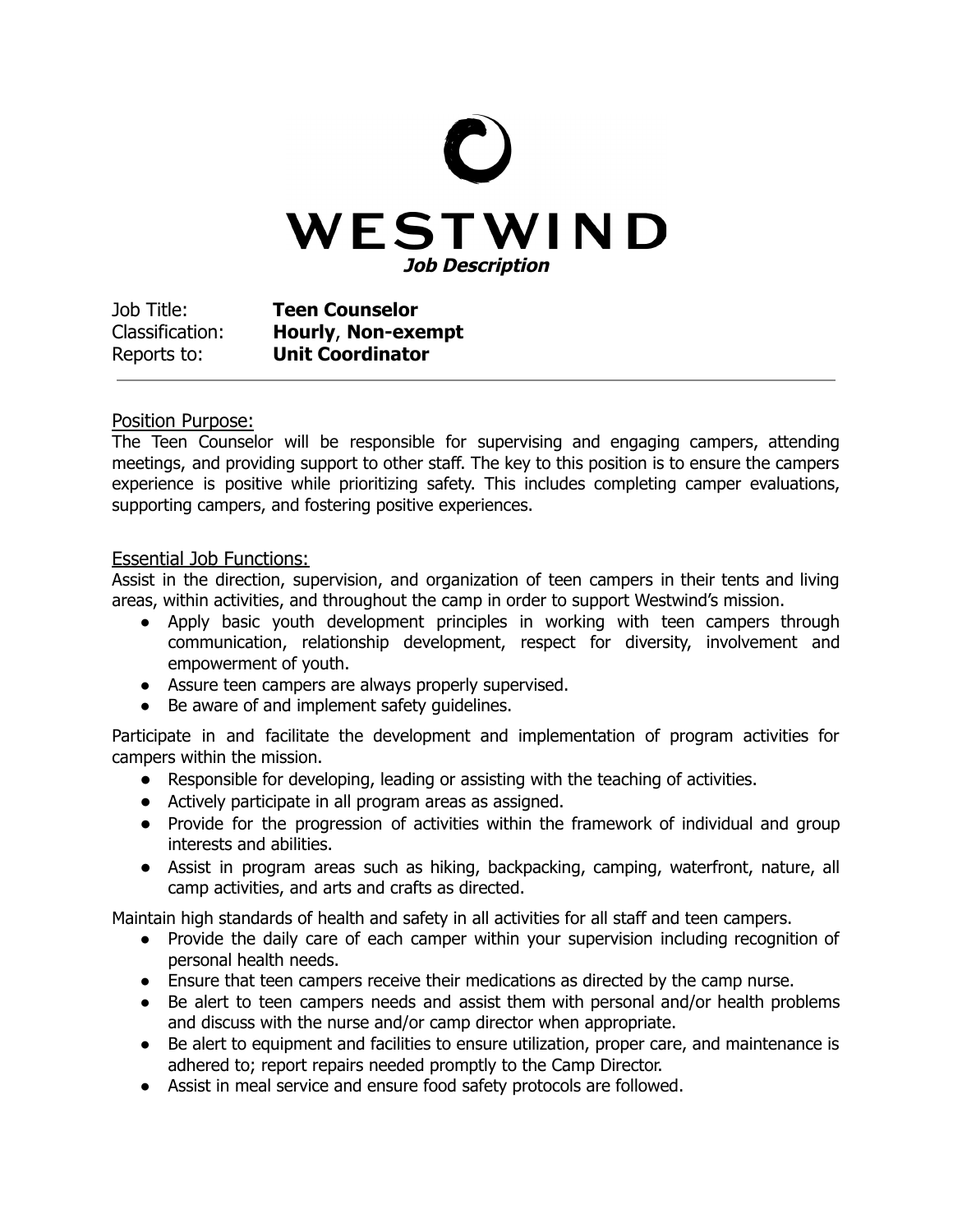# WESTWIND

***Job Description***

Job Title: **Teen Counselor**
Classification: **Hourly**, **Non-exempt**
Reports to: **Unit Coordinator**

---

## Position Purpose:

The Teen Counselor will be responsible for supervising and engaging campers, attending meetings, and providing support to other staff. The key to this position is to ensure the campers experience is positive while prioritizing safety. This includes completing camper evaluations, supporting campers, and fostering positive experiences.

## Essential Job Functions:

Assist in the direction, supervision, and organization of teen campers in their tents and living areas, within activities, and throughout the camp in order to support Westwind's mission.

- Apply basic youth development principles in working with teen campers through communication, relationship development, respect for diversity, involvement and empowerment of youth.
- Assure teen campers are always properly supervised.
- Be aware of and implement safety guidelines.

Participate in and facilitate the development and implementation of program activities for campers within the mission.

- Responsible for developing, leading or assisting with the teaching of activities.
- Actively participate in all program areas as assigned.
- Provide for the progression of activities within the framework of individual and group interests and abilities.
- Assist in program areas such as hiking, backpacking, camping, waterfront, nature, all camp activities, and arts and crafts as directed.

Maintain high standards of health and safety in all activities for all staff and teen campers.

- Provide the daily care of each camper within your supervision including recognition of personal health needs.
- Ensure that teen campers receive their medications as directed by the camp nurse.
- Be alert to teen campers needs and assist them with personal and/or health problems and discuss with the nurse and/or camp director when appropriate.
- Be alert to equipment and facilities to ensure utilization, proper care, and maintenance is adhered to; report repairs needed promptly to the Camp Director.
- Assist in meal service and ensure food safety protocols are followed.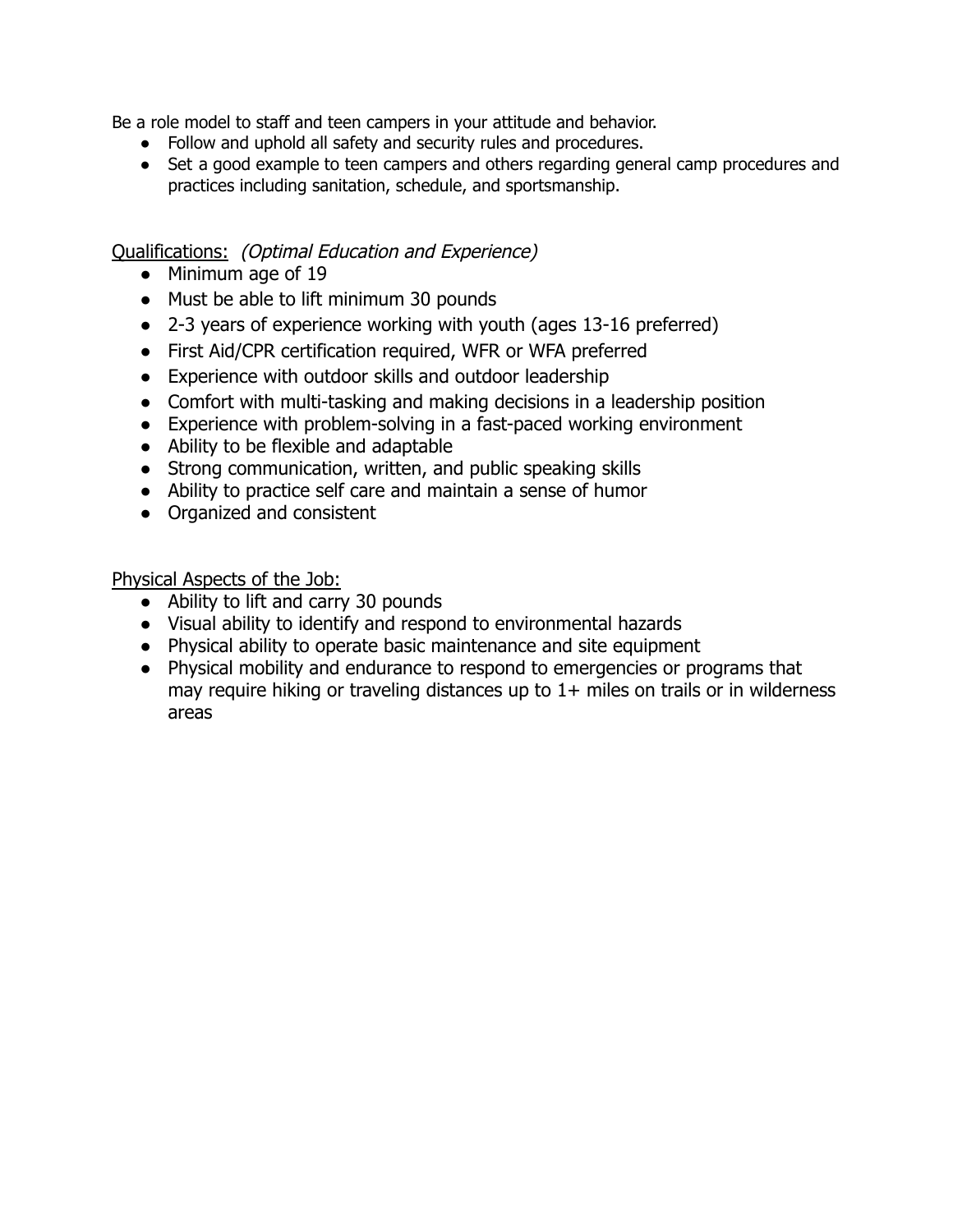Be a role model to staff and teen campers in your attitude and behavior.

- Follow and uphold all safety and security rules and procedures.
- Set a good example to teen campers and others regarding general camp procedures and practices including sanitation, schedule, and sportsmanship.

<u>Qualifications:</u> *(Optimal Education and Experience)*

- Minimum age of 19
- Must be able to lift minimum 30 pounds
- 2-3 years of experience working with youth (ages 13-16 preferred)
- First Aid/CPR certification required, WFR or WFA preferred
- Experience with outdoor skills and outdoor leadership
- Comfort with multi-tasking and making decisions in a leadership position
- Experience with problem-solving in a fast-paced working environment
- Ability to be flexible and adaptable
- Strong communication, written, and public speaking skills
- Ability to practice self care and maintain a sense of humor
- Organized and consistent

<u>Physical Aspects of the Job:</u>

- Ability to lift and carry 30 pounds
- Visual ability to identify and respond to environmental hazards
- Physical ability to operate basic maintenance and site equipment
- Physical mobility and endurance to respond to emergencies or programs that may require hiking or traveling distances up to 1+ miles on trails or in wilderness areas